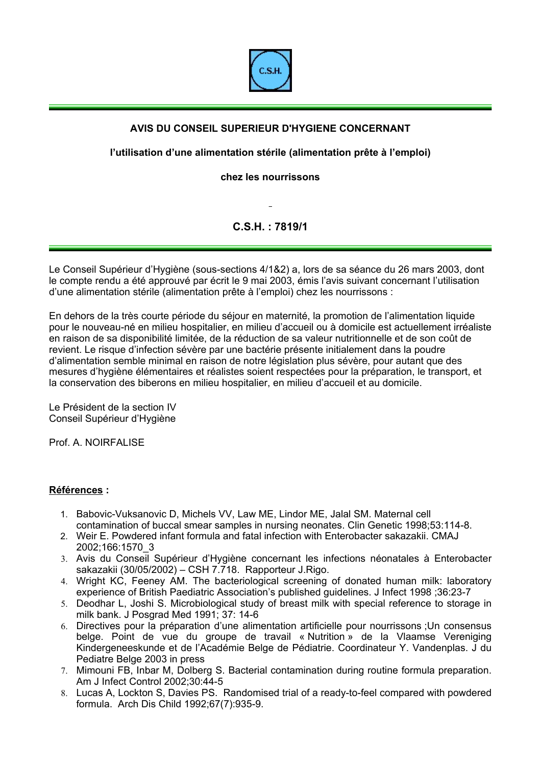# AVIS DU CONSEIL SUPERIEUR D'HYGIENE CONCERNANT

## l'utilisation d'une alimentation stérile (alimentation prête à l'emploi)

## chez les nourrissons

## C.S.H. : 7819/1

Le Conseil Supérieur d'Hygiène (sous-sections 4/1&2) a, lors de sa séance du 26 mars 2003, dont le compte rendu a été approuvé par écrit le 9 mai 2003, émis l'avis suivant concernant l'utilisation d'une alimentation stérile (alimentation prête à l'emploi) chez les nourrissons :

En dehors de la très courte période du séjour en maternité, la promotion de l'alimentation liquide pour le nouveau-né en milieu hospitalier, en milieu d'accueil ou à domicile est actuellement irréaliste en raison de sa disponibilité limitée, de la réduction de sa valeur nutritionnelle et de son coût de revient. Le risque d'infection sévère par une bactérie présente initialement dans la poudre d'alimentation semble minimal en raison de notre législation plus sévère, pour autant que des mesures d'hygiène élémentaires et réalistes soient respectées pour la préparation, le transport, et la conservation des biberons en milieu hospitalier, en milieu d'accueil et au domicile.

Le Président de la section IV
Conseil Supérieur d'Hygiène

Prof. A. NOIRFALISE

**Références :**

1. Babovic-Vuksanovic D, Michels VV, Law ME, Lindor ME, Jalal SM. Maternal cell contamination of buccal smear samples in nursing neonates. Clin Genetic 1998;53:114-8.
2. Weir E. Powdered infant formula and fatal infection with Enterobacter sakazakii. CMAJ 2002;166:1570_3
3. Avis du Conseil Supérieur d'Hygiène concernant les infections néonatales à Enterobacter sakazakii (30/05/2002) – CSH 7.718. Rapporteur J.Rigo.
4. Wright KC, Feeney AM. The bacteriological screening of donated human milk: laboratory experience of British Paediatric Association's published guidelines. J Infect 1998 ;36:23-7
5. Deodhar L, Joshi S. Microbiological study of breast milk with special reference to storage in milk bank. J Posgrad Med 1991; 37: 14-6
6. Directives pour la préparation d'une alimentation artificielle pour nourrissons ;Un consensus belge. Point de vue du groupe de travail « Nutrition » de la Vlaamse Vereniging Kindergeneeskunde et de l'Académie Belge de Pédiatrie. Coordinateur Y. Vandenplas. J du Pediatre Belge 2003 in press
7. Mimouni FB, Inbar M, Dolberg S. Bacterial contamination during routine formula preparation. Am J Infect Control 2002;30:44-5
8. Lucas A, Lockton S, Davies PS. Randomised trial of a ready-to-feel compared with powdered formula. Arch Dis Child 1992;67(7):935-9.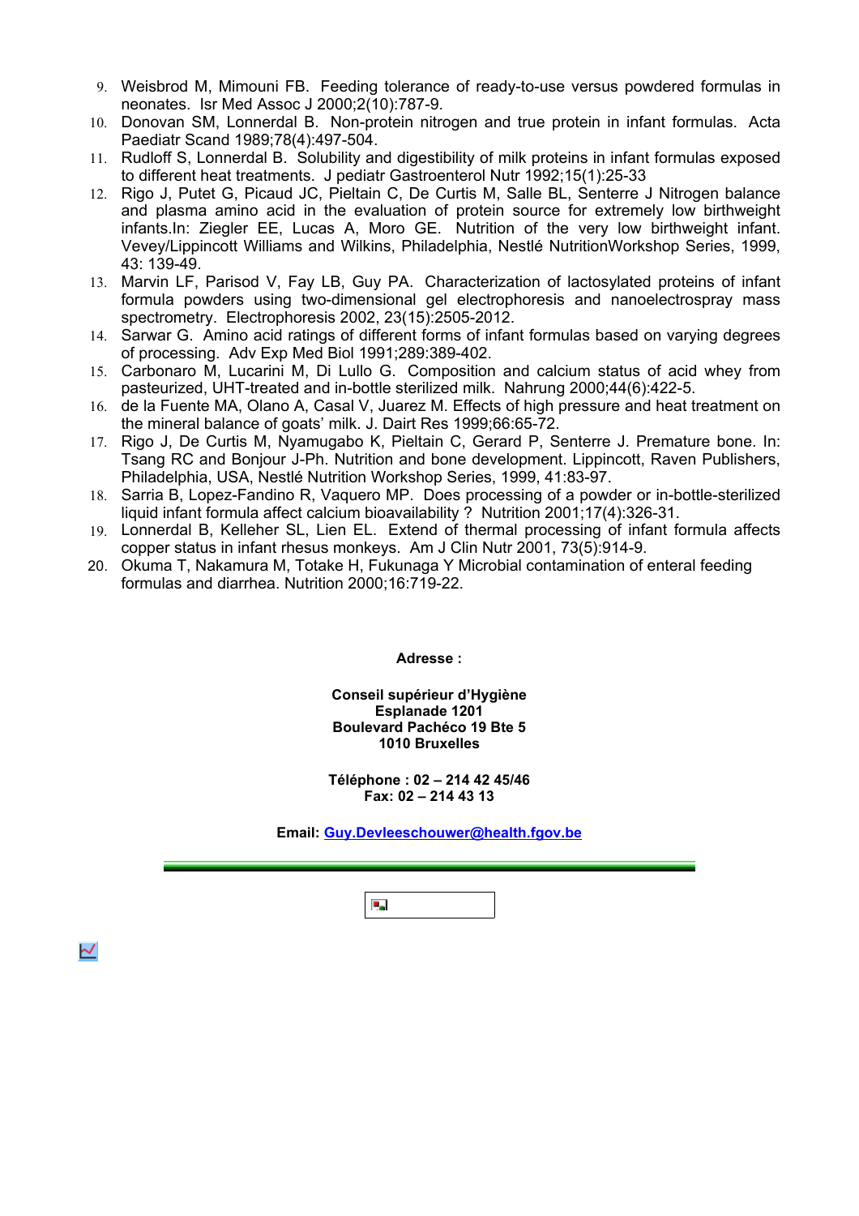9. Weisbrod M, Mimouni FB. Feeding tolerance of ready-to-use versus powdered formulas in neonates. Isr Med Assoc J 2000;2(10):787-9.
10. Donovan SM, Lonnerdal B. Non-protein nitrogen and true protein in infant formulas. Acta Paediatr Scand 1989;78(4):497-504.
11. Rudloff S, Lonnerdal B. Solubility and digestibility of milk proteins in infant formulas exposed to different heat treatments. J pediatr Gastroenterol Nutr 1992;15(1):25-33
12. Rigo J, Putet G, Picaud JC, Pieltain C, De Curtis M, Salle BL, Senterre J Nitrogen balance and plasma amino acid in the evaluation of protein source for extremely low birthweight infants.In: Ziegler EE, Lucas A, Moro GE. Nutrition of the very low birthweight infant. Vevey/Lippincott Williams and Wilkins, Philadelphia, Nestlé NutritionWorkshop Series, 1999, 43: 139-49.
13. Marvin LF, Parisod V, Fay LB, Guy PA. Characterization of lactosylated proteins of infant formula powders using two-dimensional gel electrophoresis and nanoelectrospray mass spectrometry. Electrophoresis 2002, 23(15):2505-2012.
14. Sarwar G. Amino acid ratings of different forms of infant formulas based on varying degrees of processing. Adv Exp Med Biol 1991;289:389-402.
15. Carbonaro M, Lucarini M, Di Lullo G. Composition and calcium status of acid whey from pasteurized, UHT-treated and in-bottle sterilized milk. Nahrung 2000;44(6):422-5.
16. de la Fuente MA, Olano A, Casal V, Juarez M. Effects of high pressure and heat treatment on the mineral balance of goats' milk. J. Dairt Res 1999;66:65-72.
17. Rigo J, De Curtis M, Nyamugabo K, Pieltain C, Gerard P, Senterre J. Premature bone. In: Tsang RC and Bonjour J-Ph. Nutrition and bone development. Lippincott, Raven Publishers, Philadelphia, USA, Nestlé Nutrition Workshop Series, 1999, 41:83-97.
18. Sarria B, Lopez-Fandino R, Vaquero MP. Does processing of a powder or in-bottle-sterilized liquid infant formula affect calcium bioavailability ? Nutrition 2001;17(4):326-31.
19. Lonnerdal B, Kelleher SL, Lien EL. Extend of thermal processing of infant formula affects copper status in infant rhesus monkeys. Am J Clin Nutr 2001, 73(5):914-9.
20. Okuma T, Nakamura M, Totake H, Fukunaga Y Microbial contamination of enteral feeding formulas and diarrhea. Nutrition 2000;16:719-22.

**Adresse :**

**Conseil supérieur d'Hygiène**
**Esplanade 1201**
**Boulevard Pachéco 19 Bte 5**
**1010 Bruxelles**

**Téléphone : 02 – 214 42 45/46**
**Fax: 02 – 214 43 13**

**Email: Guy.Devleeschouwer@health.fgov.be**